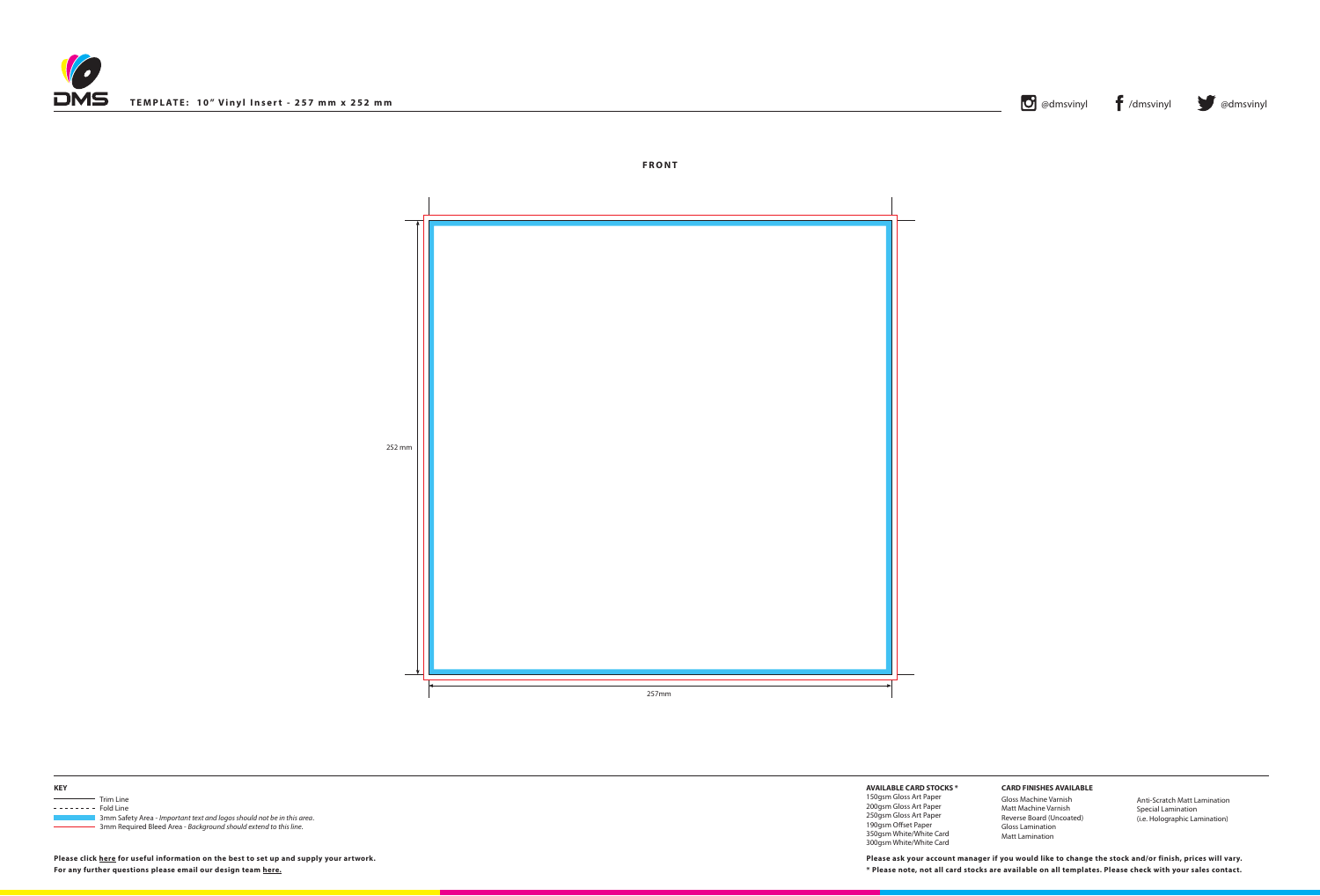# TEMPLATE: 10" Vinyl Insert - 257 mm x 252 mm

@dmsvinyl /dmsvinyl @dmsvinyl

**FRONT**

252 mm

257mm

**KEY**

- Trim Line
- Fold Line
- 3mm Safety Area - *Important text and logos should not be in this area.*
- 3mm Required Bleed Area - *Background should extend to this line.*

**Please click here for useful information on the best to set up and supply your artwork.**
**For any further questions please email our design team here.**

**AVAILABLE CARD STOCKS ***

150gsm Gloss Art Paper
200gsm Gloss Art Paper
250gsm Gloss Art Paper
190gsm Offset Paper
350gsm White/White Card
300gsm White/White Card

**CARD FINISHES AVAILABLE**

Gloss Machine Varnish
Matt Machine Varnish
Reverse Board (Uncoated)
Gloss Lamination
Matt Lamination
Anti-Scratch Matt Lamination
Special Lamination
(i.e. Holographic Lamination)

**Please ask your account manager if you would like to change the stock and/or finish, prices will vary.**
**\* Please note, not all card stocks are available on all templates. Please check with your sales contact.**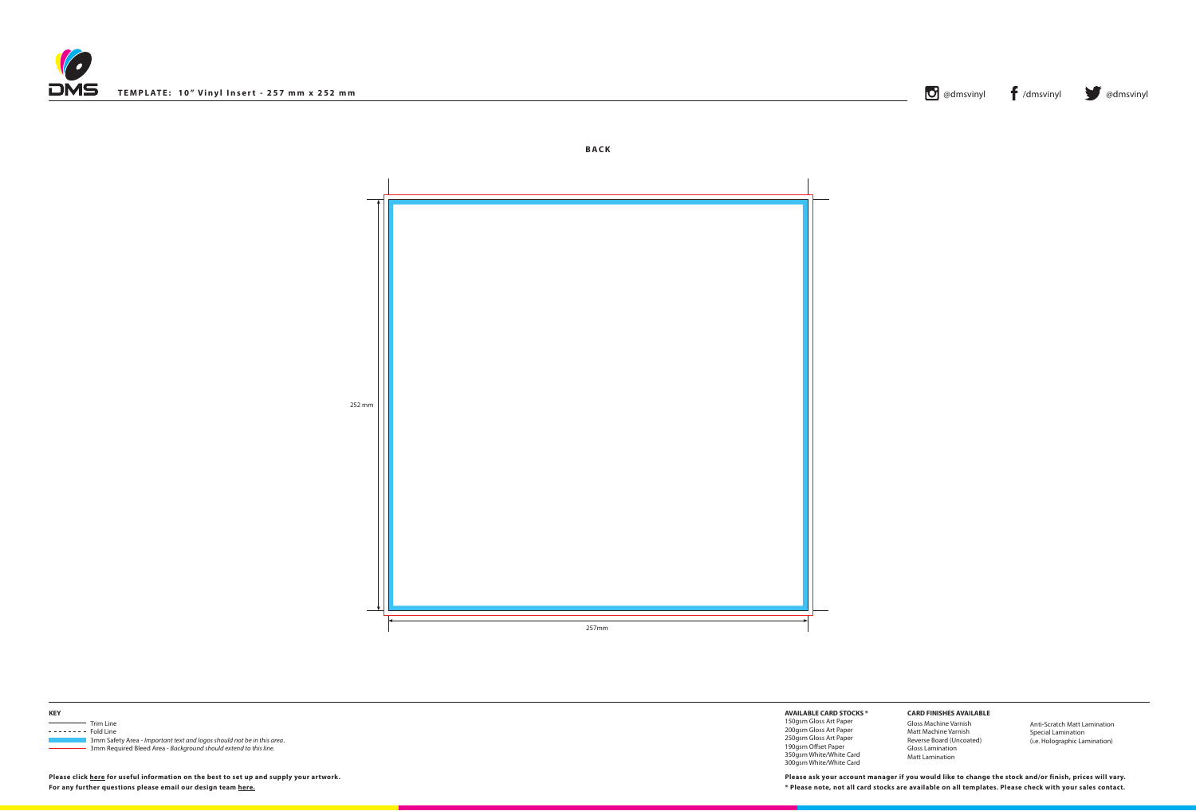**TEMPLATE: 10" Vinyl Insert - 257 mm x 252 mm**

@dmsvinyl /dmsvinyl @dmsvinyl

**BACK**

252 mm

257mm

**KEY**

Trim Line
Fold Line
3mm Safety Area - *Important text and logos should not be in this area.*
3mm Required Bleed Area - *Background should extend to this line.*

**Please click here for useful information on the best to set up and supply your artwork.**
**For any further questions please email our design team here.**

**AVAILABLE CARD STOCKS ***

150gsm Gloss Art Paper
200gsm Gloss Art Paper
250gsm Gloss Art Paper
190gsm Offset Paper
350gsm White/White Card
300gsm White/White Card

**CARD FINISHES AVAILABLE**

Gloss Machine Varnish
Matt Machine Varnish
Reverse Board (Uncoated)
Gloss Lamination
Matt Lamination
Anti-Scratch Matt Lamination
Special Lamination
(i.e. Holographic Lamination)

**Please ask your account manager if you would like to change the stock and/or finish, prices will vary.**
*** Please note, not all card stocks are available on all templates. Please check with your sales contact.**